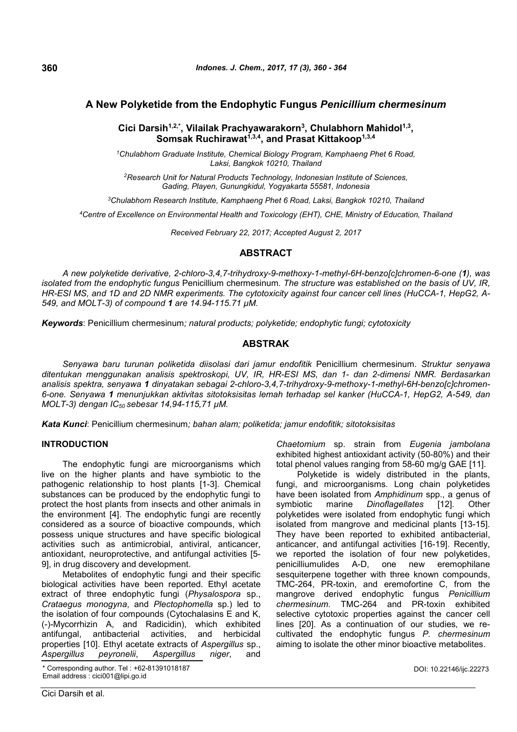# A New Polyketide from the Endophytic Fungus *Penicillium chermesinum*

**Cici Darsih[1,2,*], Vilailak Prachyawarakorn[3], Chulabhorn Mahidol[1,3], Somsak Ruchirawat[1,3,4], and Prasat Kittakoop[1,3,4]**

[1]Chulabhorn Graduate Institute, Chemical Biology Program, Kamphaeng Phet 6 Road, Laksi, Bangkok 10210, Thailand

[2]Research Unit for Natural Products Technology, Indonesian Institute of Sciences, Gading, Playen, Gunungkidul, Yogyakarta 55581, Indonesia

[3]Chulabhorn Research Institute, Kamphaeng Phet 6 Road, Laksi, Bangkok 10210, Thailand

[4]Centre of Excellence on Environmental Health and Toxicology (EHT), CHE, Ministry of Education, Thailand

*Received February 22, 2017; Accepted August 2, 2017*

## ABSTRACT

*A new polyketide derivative, 2-chloro-3,4,7-trihydroxy-9-methoxy-1-methyl-6H-benzo[c]chromen-6-one (**1**), was isolated from the endophytic fungus* Penicillium chermesinum*. The structure was established on the basis of UV, IR, HR-ESI MS, and 1D and 2D NMR experiments. The cytotoxicity against four cancer cell lines (HuCCA-1, HepG2, A-549, and MOLT-3) of compound **1** are 14.94-115.71 μM.*

***Keywords***: Penicillium chermesinum*; natural products; polyketide; endophytic fungi; cytotoxicity*

## ABSTRAK

*Senyawa baru turunan poliketida diisolasi dari jamur endofitik* Penicillium chermesinum*. Struktur senyawa ditentukan menggunakan analisis spektroskopi, UV, IR, HR-ESI MS, dan 1- dan 2-dimensi NMR. Berdasarkan analisis spektra, senyawa **1** dinyatakan sebagai 2-chloro-3,4,7-trihydroxy-9-methoxy-1-methyl-6H-benzo[c]chromen-6-one. Senyawa **1** menunjukkan aktivitas sitotoksisitas lemah terhadap sel kanker (HuCCA-1, HepG2, A-549, dan MOLT-3) dengan $IC_{50}$ sebesar 14,94-115,71 μM.*

***Kata Kunci***: Penicillium chermesinum*; bahan alam; poliketida; jamur endofitik; sitotoksisitas*

## INTRODUCTION

The endophytic fungi are microorganisms which live on the higher plants and have symbiotic to the pathogenic relationship to host plants [1-3]. Chemical substances can be produced by the endophytic fungi to protect the host plants from insects and other animals in the environment [4]. The endophytic fungi are recently considered as a source of bioactive compounds, which possess unique structures and have specific biological activities such as antimicrobial, antiviral, anticancer, antioxidant, neuroprotective, and antifungal activities [5-9], in drug discovery and development.

Metabolites of endophytic fungi and their specific biological activities have been reported. Ethyl acetate extract of three endophytic fungi (*Physalospora* sp., *Crataegus monogyna*, and *Plectophomella* sp.) led to the isolation of four compounds (Cytochalasins E and K, (-)-Mycorrhizin A, and Radicidin), which exhibited antifungal, antibacterial activities, and herbicidal properties [10]. Ethyl acetate extracts of *Aspergillus* sp., *Aspergillus peyronelii*, *Aspergillus niger*, and *Chaetomium* sp. strain from *Eugenia jambolana* exhibited highest antioxidant activity (50-80%) and their total phenol values ranging from 58-60 mg/g GAE [11].

Polyketide is widely distributed in the plants, fungi, and microorganisms. Long chain polyketides have been isolated from *Amphidinum* spp., a genus of symbiotic marine *Dinoflagellates* [12]. Other polyketides were isolated from endophytic fungi which isolated from mangrove and medicinal plants [13-15]. They have been reported to exhibited antibacterial, anticancer, and antifungal activities [16-19]. Recently, we reported the isolation of four new polyketides, penicilliumulides A-D, one new eremophilane sesquiterpene together with three known compounds, TMC-264, PR-toxin, and eremofortine C, from the mangrove derived endophytic fungus *Penicillium chermesinum*. TMC-264 and PR-toxin exhibited selective cytotoxic properties against the cancer cell lines [20]. As a continuation of our studies, we re-cultivated the endophytic fungus *P. chermesinum* aiming to isolate the other minor bioactive metabolites.

\* Corresponding author. Tel : +62-81391018187
Email address : cici001@lipi.go.id

DOI: 10.22146/ijc.22273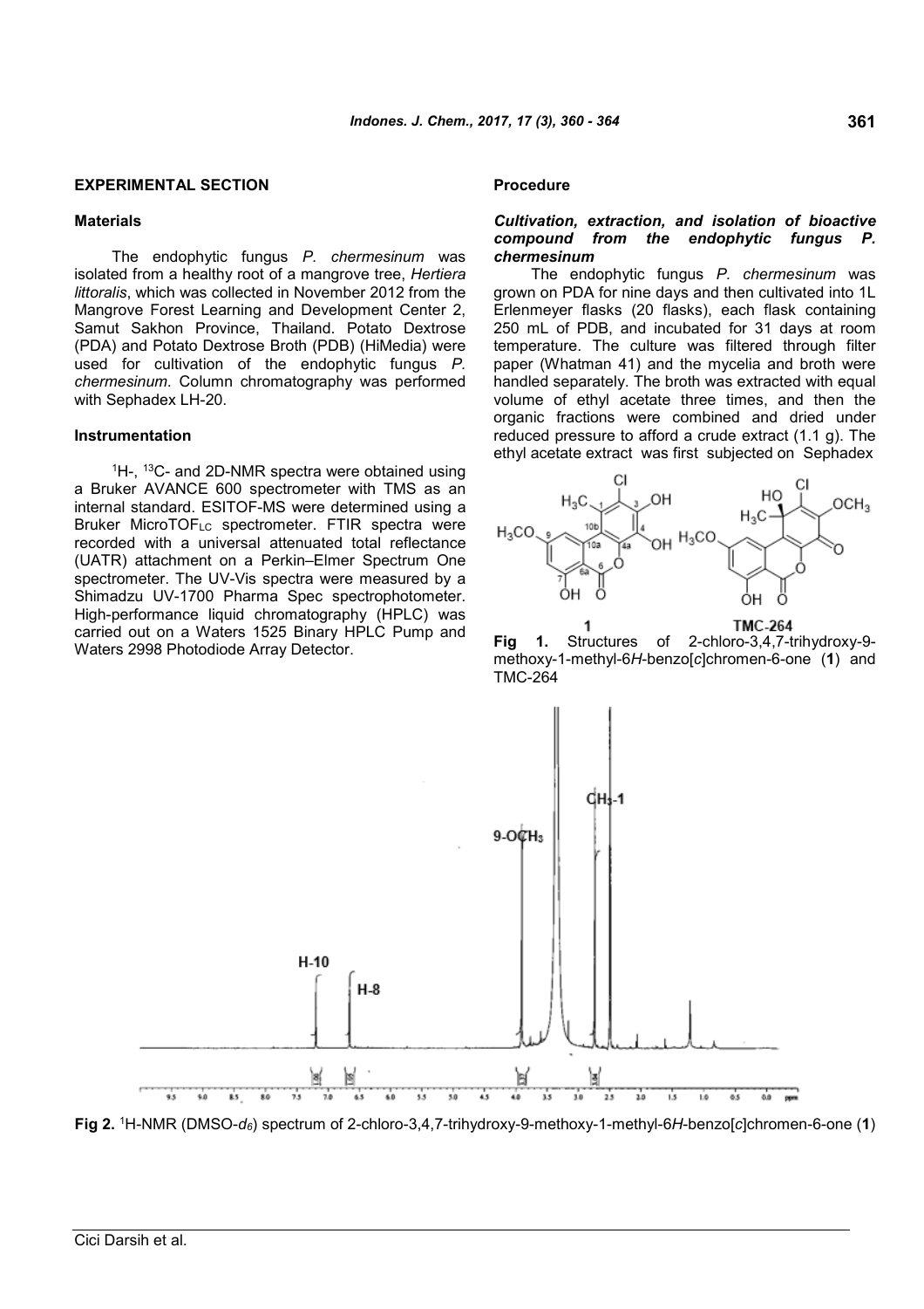## EXPERIMENTAL SECTION

### Materials

The endophytic fungus *P. chermesinum* was isolated from a healthy root of a mangrove tree, *Hertiera littoralis*, which was collected in November 2012 from the Mangrove Forest Learning and Development Center 2, Samut Sakhon Province, Thailand. Potato Dextrose (PDA) and Potato Dextrose Broth (PDB) (HiMedia) were used for cultivation of the endophytic fungus *P. chermesinum*. Column chromatography was performed with Sephadex LH-20.

### Instrumentation

$^1$H-, $^{13}$C- and 2D-NMR spectra were obtained using a Bruker AVANCE 600 spectrometer with TMS as an internal standard. ESITOF-MS were determined using a Bruker MicroTOF$_{LC}$ spectrometer. FTIR spectra were recorded with a universal attenuated total reflectance (UATR) attachment on a Perkin–Elmer Spectrum One spectrometer. The UV-Vis spectra were measured by a Shimadzu UV-1700 Pharma Spec spectrophotometer. High-performance liquid chromatography (HPLC) was carried out on a Waters 1525 Binary HPLC Pump and Waters 2998 Photodiode Array Detector.

### Procedure

#### *Cultivation, extraction, and isolation of bioactive compound from the endophytic fungus P. chermesinum*

The endophytic fungus *P. chermesinum* was grown on PDA for nine days and then cultivated into 1L Erlenmeyer flasks (20 flasks), each flask containing 250 mL of PDB, and incubated for 31 days at room temperature. The culture was filtered through filter paper (Whatman 41) and the mycelia and broth were handled separately. The broth was extracted with equal volume of ethyl acetate three times, and then the organic fractions were combined and dried under reduced pressure to afford a crude extract (1.1 g). The ethyl acetate extract was first subjected on Sephadex

**Fig 1.** Structures of 2-chloro-3,4,7-trihydroxy-9-methoxy-1-methyl-6*H*-benzo[*c*]chromen-6-one (**1**) and TMC-264

**Fig 2.** $^1$H-NMR (DMSO-$d_6$) spectrum of 2-chloro-3,4,7-trihydroxy-9-methoxy-1-methyl-6*H*-benzo[*c*]chromen-6-one (**1**)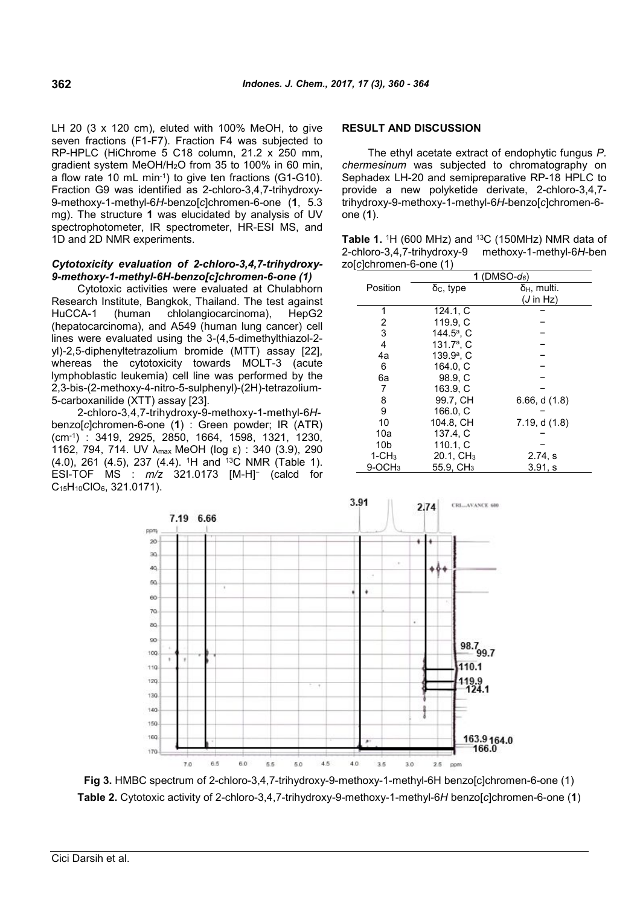LH 20 (3 x 120 cm), eluted with 100% MeOH, to give seven fractions (F1-F7). Fraction F4 was subjected to RP-HPLC (HiChrome 5 C18 column, 21.2 x 250 mm, gradient system MeOH/$H_2O$ from 35 to 100% in 60 min, a flow rate 10 mL $min^{-1}$) to give ten fractions (G1-G10). Fraction G9 was identified as 2-chloro-3,4,7-trihydroxy-9-methoxy-1-methyl-6*H*-benzo[*c*]chromen-6-one (**1**, 5.3 mg). The structure **1** was elucidated by analysis of UV spectrophotometer, IR spectrometer, HR-ESI MS, and 1D and 2D NMR experiments.

### *Cytotoxicity evaluation of 2-chloro-3,4,7-trihydroxy-9-methoxy-1-methyl-6H-benzo[c]chromen-6-one (1)*

Cytotoxic activities were evaluated at Chulabhorn Research Institute, Bangkok, Thailand. The test against HuCCA-1 (human chlolangiocarcinoma), HepG2 (hepatocarcinoma), and A549 (human lung cancer) cell lines were evaluated using the 3-(4,5-dimethylthiazol-2-yl)-2,5-diphenyltetrazolium bromide (MTT) assay [22], whereas the cytotoxicity towards MOLT-3 (acute lymphoblastic leukemia) cell line was performed by the 2,3-bis-(2-methoxy-4-nitro-5-sulphenyl)-(2H)-tetrazolium-5-carboxanilide (XTT) assay [23].

2-chloro-3,4,7-trihydroxy-9-methoxy-1-methyl-6*H*-benzo[*c*]chromen-6-one (**1**) : Green powder; IR (ATR) ($cm^{-1}$) : 3419, 2925, 2850, 1664, 1598, 1321, 1230, 1162, 794, 714. UV $\lambda_{max}$ MeOH (log ε) : 340 (3.9), 290 (4.0), 261 (4.5), 237 (4.4). $^1H$ and $^{13}C$ NMR (Table 1). ESI-TOF MS : *m/z* 321.0173 $[M-H]^-$ (calcd for $C_{15}H_{10}ClO_6$, 321.0171).

## RESULT AND DISCUSSION

The ethyl acetate extract of endophytic fungus *P. chermesinum* was subjected to chromatography on Sephadex LH-20 and semipreparative RP-18 HPLC to provide a new polyketide derivate, 2-chloro-3,4,7-trihydroxy-9-methoxy-1-methyl-6*H*-benzo[*c*]chromen-6-one (**1**).

**Table 1.** $^1H$ (600 MHz) and $^{13}C$ (150MHz) NMR data of 2-chloro-3,4,7-trihydroxy-9 methoxy-1-methyl-6*H*-benzo[*c*]chromen-6-one (1)

| Position | **1** (DMSO-$d_6$) $\delta_C$, type | $\delta_H$, multi. ($J$ in Hz) |
|---|---|---|
| 1 | 124.1, C | – |
| 2 | 119.9, C | – |
| 3 | $144.5^a$, C | – |
| 4 | $131.7^a$, C | – |
| 4a | $139.9^a$, C | – |
| 6 | 164.0, C | – |
| 6a | 98.9, C | – |
| 7 | 163.9, C | – |
| 8 | 99.7, CH | 6.66, d (1.8) |
| 9 | 166.0, C | – |
| 10 | 104.8, CH | 7.19, d (1.8) |
| 10a | 137.4, C | – |
| 10b | 110.1, C | – |
| 1-$CH_3$ | 20.1, $CH_3$ | 2.74, s |
| 9-$OCH_3$ | 55.9, $CH_3$ | 3.91, s |

**Fig 3.** HMBC spectrum of 2-chloro-3,4,7-trihydroxy-9-methoxy-1-methyl-6H benzo[c]chromen-6-one (1)

**Table 2.** Cytotoxic activity of 2-chloro-3,4,7-trihydroxy-9-methoxy-1-methyl-6*H* benzo[*c*]chromen-6-one (**1**)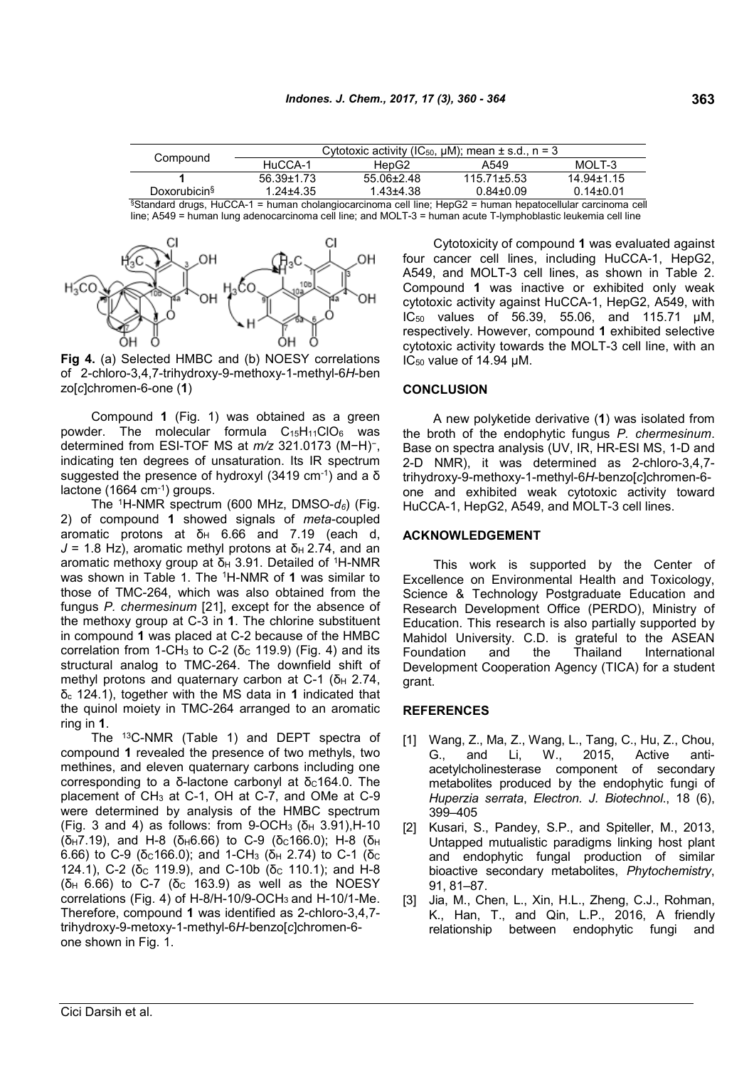| Compound | Cytotoxic activity ($IC_{50}$, μM); mean ± s.d., n = 3 | | | |
|---|---|---|---|---|
| | HuCCA-1 | HepG2 | A549 | MOLT-3 |
| **1** | 56.39±1.73 | 55.06±2.48 | 115.71±5.53 | 14.94±1.15 |
| Doxorubicin[§] | 1.24±4.35 | 1.43±4.38 | 0.84±0.09 | 0.14±0.01 |

[§]Standard drugs, HuCCA-1 = human cholangiocarcinoma cell line; HepG2 = human hepatocellular carcinoma cell line; A549 = human lung adenocarcinoma cell line; and MOLT-3 = human acute T-lymphoblastic leukemia cell line

**Fig 4.** (a) Selected HMBC and (b) NOESY correlations of 2-chloro-3,4,7-trihydroxy-9-methoxy-1-methyl-6*H*-benzo[*c*]chromen-6-one (**1**)

Compound **1** (Fig. 1) was obtained as a green powder. The molecular formula $C_{15}H_{11}ClO_6$ was determined from ESI-TOF MS at *m/z* 321.0173 $(M-H)^-$, indicating ten degrees of unsaturation. Its IR spectrum suggested the presence of hydroxyl (3419 $cm^{-1}$) and a δ lactone (1664 $cm^{-1}$) groups.

The $^1$H-NMR spectrum (600 MHz, DMSO-$d_6$) (Fig. 2) of compound **1** showed signals of *meta*-coupled aromatic protons at $\delta_H$ 6.66 and 7.19 (each d, $J$ = 1.8 Hz), aromatic methyl protons at $\delta_H$ 2.74, and an aromatic methoxy group at $\delta_H$ 3.91. Detailed of $^1$H-NMR was shown in Table 1. The $^1$H-NMR of **1** was similar to those of TMC-264, which was also obtained from the fungus *P. chermesinum* [21], except for the absence of the methoxy group at C-3 in **1**. The chlorine substituent in compound **1** was placed at C-2 because of the HMBC correlation from 1-$CH_3$ to C-2 ($\delta_C$ 119.9) (Fig. 4) and its structural analog to TMC-264. The downfield shift of methyl protons and quaternary carbon at C-1 ($\delta_H$ 2.74, $\delta_c$ 124.1), together with the MS data in **1** indicated that the quinol moiety in TMC-264 arranged to an aromatic ring in **1**.

The $^{13}$C-NMR (Table 1) and DEPT spectra of compound **1** revealed the presence of two methyls, two methines, and eleven quaternary carbons including one corresponding to a δ-lactone carbonyl at $\delta_C$164.0. The placement of $CH_3$ at C-1, OH at C-7, and OMe at C-9 were determined by analysis of the HMBC spectrum (Fig. 3 and 4) as follows: from 9-$OCH_3$ ($\delta_H$ 3.91),H-10 ($\delta_H$7.19), and H-8 ($\delta_H$6.66) to C-9 ($\delta_C$166.0); H-8 ($\delta_H$ 6.66) to C-9 ($\delta_C$166.0); and 1-$CH_3$ ($\delta_H$ 2.74) to C-1 ($\delta_C$ 124.1), C-2 ($\delta_C$ 119.9), and C-10b ($\delta_C$ 110.1); and H-8 ($\delta_H$ 6.66) to C-7 ($\delta_C$ 163.9) as well as the NOESY correlations (Fig. 4) of H-8/H-10/9-$OCH_3$ and H-10/1-Me. Therefore, compound **1** was identified as 2-chloro-3,4,7-trihydroxy-9-metoxy-1-methyl-6*H*-benzo[*c*]chromen-6-one shown in Fig. 1.

Cytotoxicity of compound **1** was evaluated against four cancer cell lines, including HuCCA-1, HepG2, A549, and MOLT-3 cell lines, as shown in Table 2. Compound **1** was inactive or exhibited only weak cytotoxic activity against HuCCA-1, HepG2, A549, with $IC_{50}$ values of 56.39, 55.06, and 115.71 μM, respectively. However, compound **1** exhibited selective cytotoxic activity towards the MOLT-3 cell line, with an $IC_{50}$ value of 14.94 μM.

## CONCLUSION

A new polyketide derivative (**1**) was isolated from the broth of the endophytic fungus *P. chermesinum*. Base on spectra analysis (UV, IR, HR-ESI MS, 1-D and 2-D NMR), it was determined as 2-chloro-3,4,7-trihydroxy-9-methoxy-1-methyl-6*H*-benzo[*c*]chromen-6-one and exhibited weak cytotoxic activity toward HuCCA-1, HepG2, A549, and MOLT-3 cell lines.

## ACKNOWLEDGEMENT

This work is supported by the Center of Excellence on Environmental Health and Toxicology, Science & Technology Postgraduate Education and Research Development Office (PERDO), Ministry of Education. This research is also partially supported by Mahidol University. C.D. is grateful to the ASEAN Foundation and the Thailand International Development Cooperation Agency (TICA) for a student grant.

## REFERENCES

[1] Wang, Z., Ma, Z., Wang, L., Tang, C., Hu, Z., Chou, G., and Li, W., 2015, Active anti-acetylcholinesterase component of secondary metabolites produced by the endophytic fungi of *Huperzia serrata*, *Electron. J. Biotechnol.*, 18 (6), 399–405

[2] Kusari, S., Pandey, S.P., and Spiteller, M., 2013, Untapped mutualistic paradigms linking host plant and endophytic fungal production of similar bioactive secondary metabolites, *Phytochemistry*, 91, 81–87.

[3] Jia, M., Chen, L., Xin, H.L., Zheng, C.J., Rohman, K., Han, T., and Qin, L.P., 2016, A friendly relationship between endophytic fungi and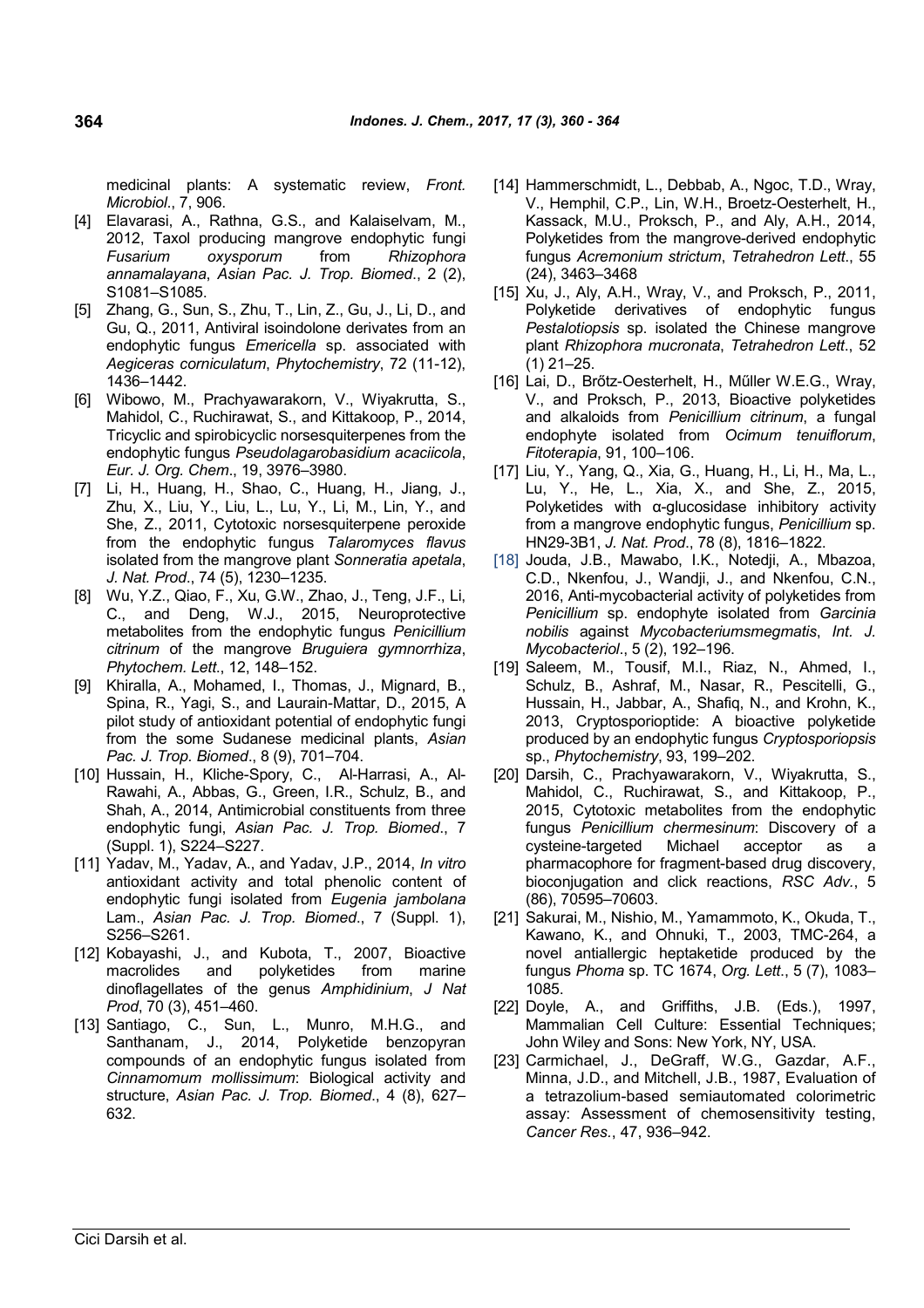medicinal plants: A systematic review, *Front. Microbiol*., 7, 906.

[4] Elavarasi, A., Rathna, G.S., and Kalaiselvam, M., 2012, Taxol producing mangrove endophytic fungi *Fusarium oxysporum* from *Rhizophora annamalayana*, *Asian Pac. J. Trop. Biomed*., 2 (2), S1081–S1085.

[5] Zhang, G., Sun, S., Zhu, T., Lin, Z., Gu, J., Li, D., and Gu, Q., 2011, Antiviral isoindolone derivates from an endophytic fungus *Emericella* sp. associated with *Aegiceras corniculatum*, *Phytochemistry*, 72 (11-12), 1436–1442.

[6] Wibowo, M., Prachyawarakorn, V., Wiyakrutta, S., Mahidol, C., Ruchirawat, S., and Kittakoop, P., 2014, Tricyclic and spirobicyclic norsesquiterpenes from the endophytic fungus *Pseudolagarobasidium acaciicola*, *Eur. J. Org. Chem*., 19, 3976–3980.

[7] Li, H., Huang, H., Shao, C., Huang, H., Jiang, J., Zhu, X., Liu, Y., Liu, L., Lu, Y., Li, M., Lin, Y., and She, Z., 2011, Cytotoxic norsesquiterpene peroxide from the endophytic fungus *Talaromyces flavus* isolated from the mangrove plant *Sonneratia apetala*, *J. Nat. Prod*., 74 (5), 1230–1235.

[8] Wu, Y.Z., Qiao, F., Xu, G.W., Zhao, J., Teng, J.F., Li, C., and Deng, W.J., 2015, Neuroprotective metabolites from the endophytic fungus *Penicillium citrinum* of the mangrove *Bruguiera gymnorrhiza*, *Phytochem. Lett*., 12, 148–152.

[9] Khiralla, A., Mohamed, I., Thomas, J., Mignard, B., Spina, R., Yagi, S., and Laurain-Mattar, D., 2015, A pilot study of antioxidant potential of endophytic fungi from the some Sudanese medicinal plants, *Asian Pac. J. Trop. Biomed*., 8 (9), 701–704.

[10] Hussain, H., Kliche-Spory, C., Al-Harrasi, A., Al-Rawahi, A., Abbas, G., Green, I.R., Schulz, B., and Shah, A., 2014, Antimicrobial constituents from three endophytic fungi, *Asian Pac. J. Trop. Biomed*., 7 (Suppl. 1), S224–S227.

[11] Yadav, M., Yadav, A., and Yadav, J.P., 2014, *In vitro* antioxidant activity and total phenolic content of endophytic fungi isolated from *Eugenia jambolana* Lam., *Asian Pac. J. Trop. Biomed*., 7 (Suppl. 1), S256–S261.

[12] Kobayashi, J., and Kubota, T., 2007, Bioactive macrolides and polyketides from marine dinoflagellates of the genus *Amphidinium*, *J Nat Prod*, 70 (3), 451–460.

[13] Santiago, C., Sun, L., Munro, M.H.G., and Santhanam, J., 2014, Polyketide benzopyran compounds of an endophytic fungus isolated from *Cinnamomum mollissimum*: Biological activity and structure, *Asian Pac. J. Trop. Biomed*., 4 (8), 627–632.

[14] Hammerschmidt, L., Debbab, A., Ngoc, T.D., Wray, V., Hemphil, C.P., Lin, W.H., Broetz-Oesterhelt, H., Kassack, M.U., Proksch, P., and Aly, A.H., 2014, Polyketides from the mangrove-derived endophytic fungus *Acremonium strictum*, *Tetrahedron Lett*., 55 (24), 3463–3468

[15] Xu, J., Aly, A.H., Wray, V., and Proksch, P., 2011, Polyketide derivatives of endophytic fungus *Pestalotiopsis* sp. isolated the Chinese mangrove plant *Rhizophora mucronata*, *Tetrahedron Lett*., 52 (1) 21–25.

[16] Lai, D., Brőtz-Oesterhelt, H., Műller W.E.G., Wray, V., and Proksch, P., 2013, Bioactive polyketides and alkaloids from *Penicillium citrinum*, a fungal endophyte isolated from *Ocimum tenuiflorum*, *Fitoterapia*, 91, 100–106.

[17] Liu, Y., Yang, Q., Xia, G., Huang, H., Li, H., Ma, L., Lu, Y., He, L., Xia, X., and She, Z., 2015, Polyketides with α-glucosidase inhibitory activity from a mangrove endophytic fungus, *Penicillium* sp. HN29-3B1, *J. Nat. Prod*., 78 (8), 1816–1822.

[18] Jouda, J.B., Mawabo, I.K., Notedji, A., Mbazoa, C.D., Nkenfou, J., Wandji, J., and Nkenfou, C.N., 2016, Anti-mycobacterial activity of polyketides from *Penicillium* sp. endophyte isolated from *Garcinia nobilis* against *Mycobacteriumsmegmatis*, *Int. J. Mycobacteriol*., 5 (2), 192–196.

[19] Saleem, M., Tousif, M.I., Riaz, N., Ahmed, I., Schulz, B., Ashraf, M., Nasar, R., Pescitelli, G., Hussain, H., Jabbar, A., Shafiq, N., and Krohn, K., 2013, Cryptosporioptide: A bioactive polyketide produced by an endophytic fungus *Cryptosporiopsis* sp., *Phytochemistry*, 93, 199–202.

[20] Darsih, C., Prachyawarakorn, V., Wiyakrutta, S., Mahidol, C., Ruchirawat, S., and Kittakoop, P., 2015, Cytotoxic metabolites from the endophytic fungus *Penicillium chermesinum*: Discovery of a cysteine-targeted Michael acceptor as a pharmacophore for fragment-based drug discovery, bioconjugation and click reactions, *RSC Adv*., 5 (86), 70595–70603.

[21] Sakurai, M., Nishio, M., Yamammoto, K., Okuda, T., Kawano, K., and Ohnuki, T., 2003, TMC-264, a novel antiallergic heptaketide produced by the fungus *Phoma* sp. TC 1674, *Org. Lett*., 5 (7), 1083–1085.

[22] Doyle, A., and Griffiths, J.B. (Eds.), 1997, Mammalian Cell Culture: Essential Techniques; John Wiley and Sons: New York, NY, USA.

[23] Carmichael, J., DeGraff, W.G., Gazdar, A.F., Minna, J.D., and Mitchell, J.B., 1987, Evaluation of a tetrazolium-based semiautomated colorimetric assay: Assessment of chemosensitivity testing, *Cancer Res*., 47, 936–942.